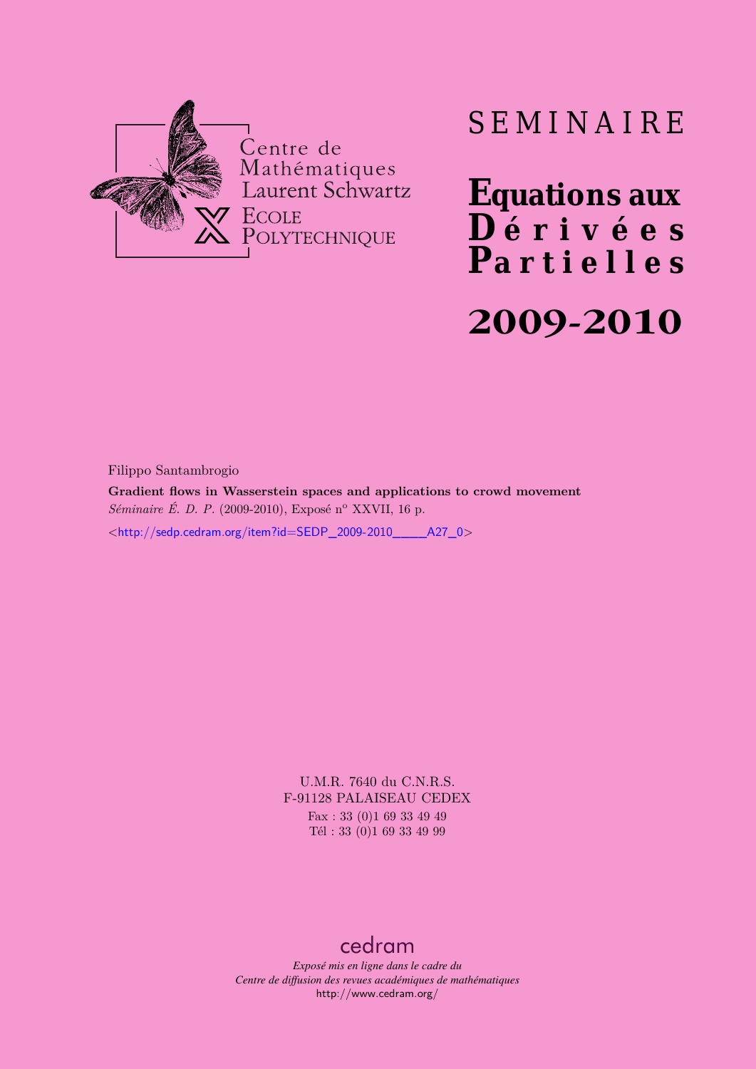Centre de Mathématiques Laurent Schwartz
ECOLE POLYTECHNIQUE

# SEMINAIRE

# Equations aux Dérivées Partielles

# 2009-2010

Filippo Santambrogio

**Gradient flows in Wasserstein spaces and applications to crowd movement**

*Séminaire É. D. P.* (2009-2010), Exposé n° XXVII, 16 p.

<http://sedp.cedram.org/item?id=SEDP_2009-2010____A27_0>

U.M.R. 7640 du C.N.R.S.
F-91128 PALAISEAU CEDEX
Fax : 33 (0)1 69 33 49 49
Tél : 33 (0)1 69 33 49 99

cedram

*Exposé mis en ligne dans le cadre du*
*Centre de diffusion des revues académiques de mathématiques*
http://www.cedram.org/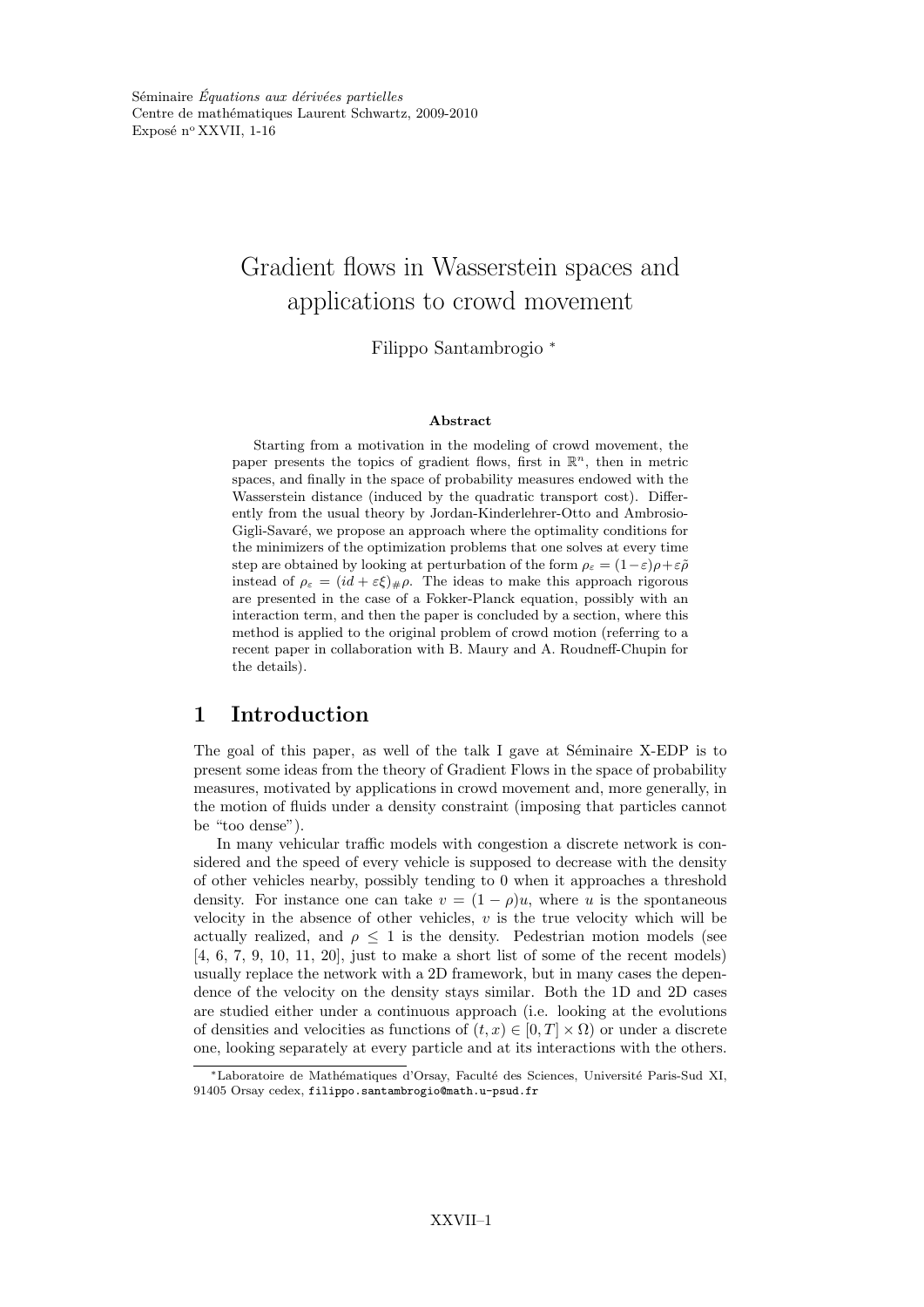Séminaire *Équations aux dérivées partielles*
Centre de mathématiques Laurent Schwartz, 2009-2010
Exposé n° XXVII, 1-16

# Gradient flows in Wasserstein spaces and applications to crowd movement

Filippo Santambrogio [*]

**Abstract**

Starting from a motivation in the modeling of crowd movement, the paper presents the topics of gradient flows, first in $\mathbb{R}^n$, then in metric spaces, and finally in the space of probability measures endowed with the Wasserstein distance (induced by the quadratic transport cost). Differently from the usual theory by Jordan-Kinderlehrer-Otto and Ambrosio-Gigli-Savaré, we propose an approach where the optimality conditions for the minimizers of the optimization problems that one solves at every time step are obtained by looking at perturbation of the form $\rho_\varepsilon = (1-\varepsilon)\rho + \varepsilon\tilde{\rho}$ instead of $\rho_\varepsilon = (id + \varepsilon\xi)_\#\rho$. The ideas to make this approach rigorous are presented in the case of a Fokker-Planck equation, possibly with an interaction term, and then the paper is concluded by a section, where this method is applied to the original problem of crowd motion (referring to a recent paper in collaboration with B. Maury and A. Roudneff-Chupin for the details).

## 1 Introduction

The goal of this paper, as well of the talk I gave at Séminaire X-EDP is to present some ideas from the theory of Gradient Flows in the space of probability measures, motivated by applications in crowd movement and, more generally, in the motion of fluids under a density constraint (imposing that particles cannot be "too dense").

In many vehicular traffic models with congestion a discrete network is considered and the speed of every vehicle is supposed to decrease with the density of other vehicles nearby, possibly tending to 0 when it approaches a threshold density. For instance one can take $v = (1 - \rho)u$, where $u$ is the spontaneous velocity in the absence of other vehicles, $v$ is the true velocity which will be actually realized, and $\rho \leq 1$ is the density. Pedestrian motion models (see [4, 6, 7, 9, 10, 11, 20], just to make a short list of some of the recent models) usually replace the network with a 2D framework, but in many cases the dependence of the velocity on the density stays similar. Both the 1D and 2D cases are studied either under a continuous approach (i.e. looking at the evolutions of densities and velocities as functions of $(t, x) \in [0, T] \times \Omega$) or under a discrete one, looking separately at every particle and at its interactions with the others.

[*] Laboratoire de Mathématiques d'Orsay, Faculté des Sciences, Université Paris-Sud XI, 91405 Orsay cedex, `filippo.santambrogio@math.u-psud.fr`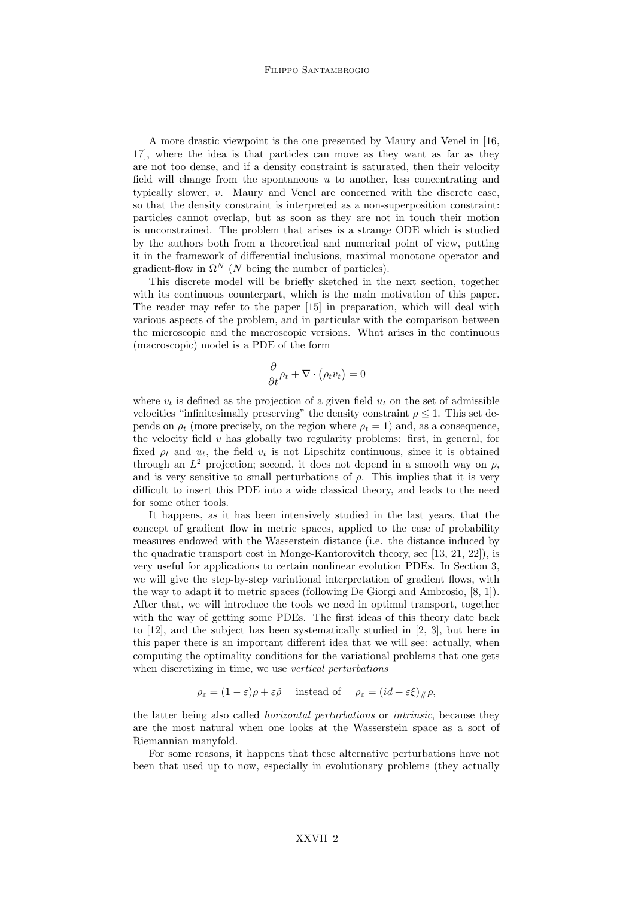A more drastic viewpoint is the one presented by Maury and Venel in [16, 17], where the idea is that particles can move as they want as far as they are not too dense, and if a density constraint is saturated, then their velocity field will change from the spontaneous $u$ to another, less concentrating and typically slower, $v$. Maury and Venel are concerned with the discrete case, so that the density constraint is interpreted as a non-superposition constraint: particles cannot overlap, but as soon as they are not in touch their motion is unconstrained. The problem that arises is a strange ODE which is studied by the authors both from a theoretical and numerical point of view, putting it in the framework of differential inclusions, maximal monotone operator and gradient-flow in $\Omega^N$ ($N$ being the number of particles).

This discrete model will be briefly sketched in the next section, together with its continuous counterpart, which is the main motivation of this paper. The reader may refer to the paper [15] in preparation, which will deal with various aspects of the problem, and in particular with the comparison between the microscopic and the macroscopic versions. What arises in the continuous (macroscopic) model is a PDE of the form

$$\frac{\partial}{\partial t}\rho_t + \nabla \cdot (\rho_t v_t) = 0$$

where $v_t$ is defined as the projection of a given field $u_t$ on the set of admissible velocities "infinitesimally preserving" the density constraint $\rho \leq 1$. This set depends on $\rho_t$ (more precisely, on the region where $\rho_t = 1$) and, as a consequence, the velocity field $v$ has globally two regularity problems: first, in general, for fixed $\rho_t$ and $u_t$, the field $v_t$ is not Lipschitz continuous, since it is obtained through an $L^2$ projection; second, it does not depend in a smooth way on $\rho$, and is very sensitive to small perturbations of $\rho$. This implies that it is very difficult to insert this PDE into a wide classical theory, and leads to the need for some other tools.

It happens, as it has been intensively studied in the last years, that the concept of gradient flow in metric spaces, applied to the case of probability measures endowed with the Wasserstein distance (i.e. the distance induced by the quadratic transport cost in Monge-Kantorovitch theory, see [13, 21, 22]), is very useful for applications to certain nonlinear evolution PDEs. In Section 3, we will give the step-by-step variational interpretation of gradient flows, with the way to adapt it to metric spaces (following De Giorgi and Ambrosio, [8, 1]). After that, we will introduce the tools we need in optimal transport, together with the way of getting some PDEs. The first ideas of this theory date back to [12], and the subject has been systematically studied in [2, 3], but here in this paper there is an important different idea that we will see: actually, when computing the optimality conditions for the variational problems that one gets when discretizing in time, we use *vertical perturbations*

$$\rho_\varepsilon = (1-\varepsilon)\rho + \varepsilon\tilde{\rho} \quad \text{ instead of } \quad \rho_\varepsilon = (id + \varepsilon\xi)_\# \rho,$$

the latter being also called *horizontal perturbations* or *intrinsic*, because they are the most natural when one looks at the Wasserstein space as a sort of Riemannian manyfold.

For some reasons, it happens that these alternative perturbations have not been that used up to now, especially in evolutionary problems (they actually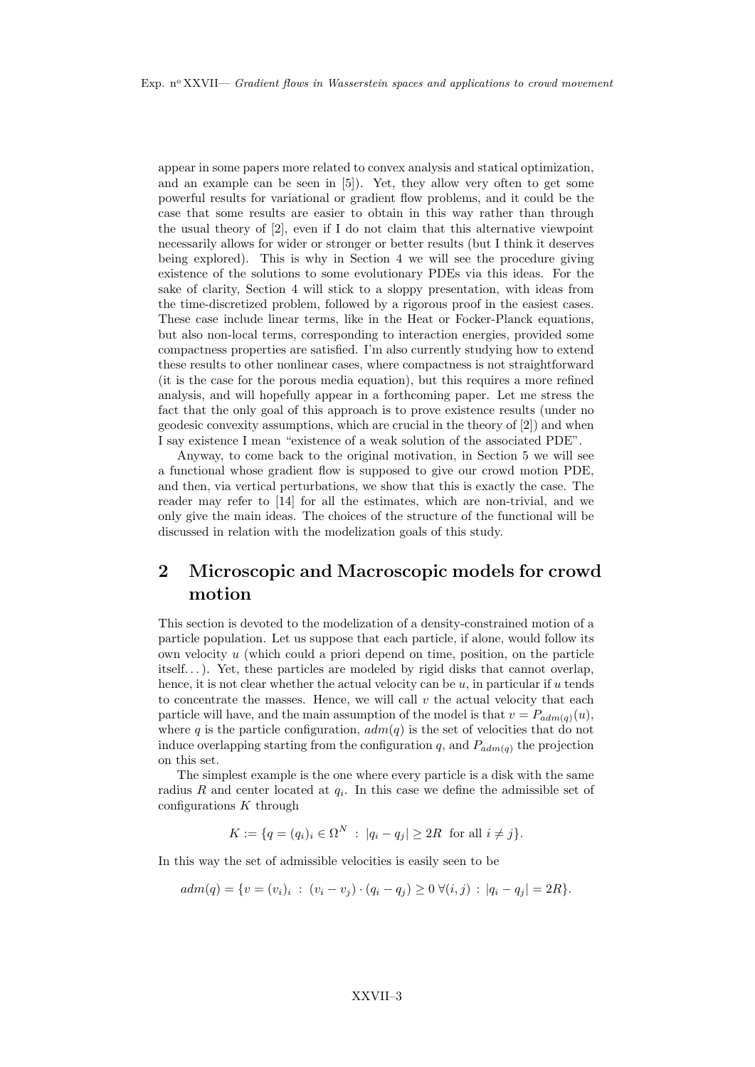appear in some papers more related to convex analysis and statical optimization, and an example can be seen in [5]). Yet, they allow very often to get some powerful results for variational or gradient flow problems, and it could be the case that some results are easier to obtain in this way rather than through the usual theory of [2], even if I do not claim that this alternative viewpoint necessarily allows for wider or stronger or better results (but I think it deserves being explored). This is why in Section 4 we will see the procedure giving existence of the solutions to some evolutionary PDEs via this ideas. For the sake of clarity, Section 4 will stick to a sloppy presentation, with ideas from the time-discretized problem, followed by a rigorous proof in the easiest cases. These case include linear terms, like in the Heat or Focker-Planck equations, but also non-local terms, corresponding to interaction energies, provided some compactness properties are satisfied. I'm also currently studying how to extend these results to other nonlinear cases, where compactness is not straightforward (it is the case for the porous media equation), but this requires a more refined analysis, and will hopefully appear in a forthcoming paper. Let me stress the fact that the only goal of this approach is to prove existence results (under no geodesic convexity assumptions, which are crucial in the theory of [2]) and when I say existence I mean "existence of a weak solution of the associated PDE".

Anyway, to come back to the original motivation, in Section 5 we will see a functional whose gradient flow is supposed to give our crowd motion PDE, and then, via vertical perturbations, we show that this is exactly the case. The reader may refer to [14] for all the estimates, which are non-trivial, and we only give the main ideas. The choices of the structure of the functional will be discussed in relation with the modelization goals of this study.

## 2 Microscopic and Macroscopic models for crowd motion

This section is devoted to the modelization of a density-constrained motion of a particle population. Let us suppose that each particle, if alone, would follow its own velocity $u$ (which could a priori depend on time, position, on the particle itself...). Yet, these particles are modeled by rigid disks that cannot overlap, hence, it is not clear whether the actual velocity can be $u$, in particular if $u$ tends to concentrate the masses. Hence, we will call $v$ the actual velocity that each particle will have, and the main assumption of the model is that $v = P_{adm(q)}(u)$, where $q$ is the particle configuration, $adm(q)$ is the set of velocities that do not induce overlapping starting from the configuration $q$, and $P_{adm(q)}$ the projection on this set.

The simplest example is the one where every particle is a disk with the same radius $R$ and center located at $q_i$. In this case we define the admissible set of configurations $K$ through

$$K := \{q = (q_i)_i \in \Omega^N \ : \ |q_i - q_j| \geq 2R \ \text{ for all } i \neq j\}.$$

In this way the set of admissible velocities is easily seen to be

$$adm(q) = \{v = (v_i)_i \ : \ (v_i - v_j) \cdot (q_i - q_j) \geq 0 \ \forall (i, j) \ : \ |q_i - q_j| = 2R\}.$$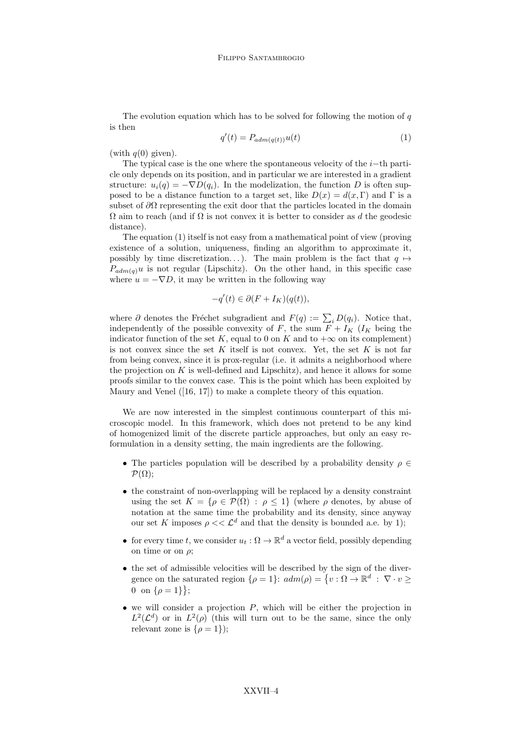The evolution equation which has to be solved for following the motion of $q$ is then

$$q'(t) = P_{adm(q(t))}u(t) \tag{1}$$

(with $q(0)$ given).

The typical case is the one where the spontaneous velocity of the $i-$th particle only depends on its position, and in particular we are interested in a gradient structure: $u_i(q) = -\nabla D(q_i)$. In the modelization, the function $D$ is often supposed to be a distance function to a target set, like $D(x) = d(x, \Gamma)$ and $\Gamma$ is a subset of $\partial\Omega$ representing the exit door that the particles located in the domain $\Omega$ aim to reach (and if $\Omega$ is not convex it is better to consider as $d$ the geodesic distance).

The equation (1) itself is not easy from a mathematical point of view (proving existence of a solution, uniqueness, finding an algorithm to approximate it, possibly by time discretization...). The main problem is the fact that $q \mapsto P_{adm(q)}u$ is not regular (Lipschitz). On the other hand, in this specific case where $u = -\nabla D$, it may be written in the following way

$$-q'(t) \in \partial(F + I_K)(q(t)),$$

where $\partial$ denotes the Fréchet subgradient and $F(q) := \sum_i D(q_i)$. Notice that, independently of the possible convexity of $F$, the sum $F + I_K$ ($I_K$ being the indicator function of the set $K$, equal to 0 on $K$ and to $+\infty$ on its complement) is not convex since the set $K$ itself is not convex. Yet, the set $K$ is not far from being convex, since it is prox-regular (i.e. it admits a neighborhood where the projection on $K$ is well-defined and Lipschitz), and hence it allows for some proofs similar to the convex case. This is the point which has been exploited by Maury and Venel ([16, 17]) to make a complete theory of this equation.

We are now interested in the simplest continuous counterpart of this microscopic model. In this framework, which does not pretend to be any kind of homogenized limit of the discrete particle approaches, but only an easy reformulation in a density setting, the main ingredients are the following.

- The particles population will be described by a probability density $\rho \in \mathcal{P}(\Omega)$;
- the constraint of non-overlapping will be replaced by a density constraint using the set $K = \{\rho \in \mathcal{P}(\Omega) \ : \ \rho \leq 1\}$ (where $\rho$ denotes, by abuse of notation at the same time the probability and its density, since anyway our set $K$ imposes $\rho << \mathcal{L}^d$ and that the density is bounded a.e. by 1);
- for every time $t$, we consider $u_t : \Omega \to \mathbb{R}^d$ a vector field, possibly depending on time or on $\rho$;
- the set of admissible velocities will be described by the sign of the divergence on the saturated region $\{\rho = 1\}$: $adm(\rho) = \{v : \Omega \to \mathbb{R}^d \ : \ \nabla \cdot v \geq 0 \ \text{ on } \{\rho = 1\}\}$;
- we will consider a projection $P$, which will be either the projection in $L^2(\mathcal{L}^d)$ or in $L^2(\rho)$ (this will turn out to be the same, since the only relevant zone is $\{\rho = 1\}$);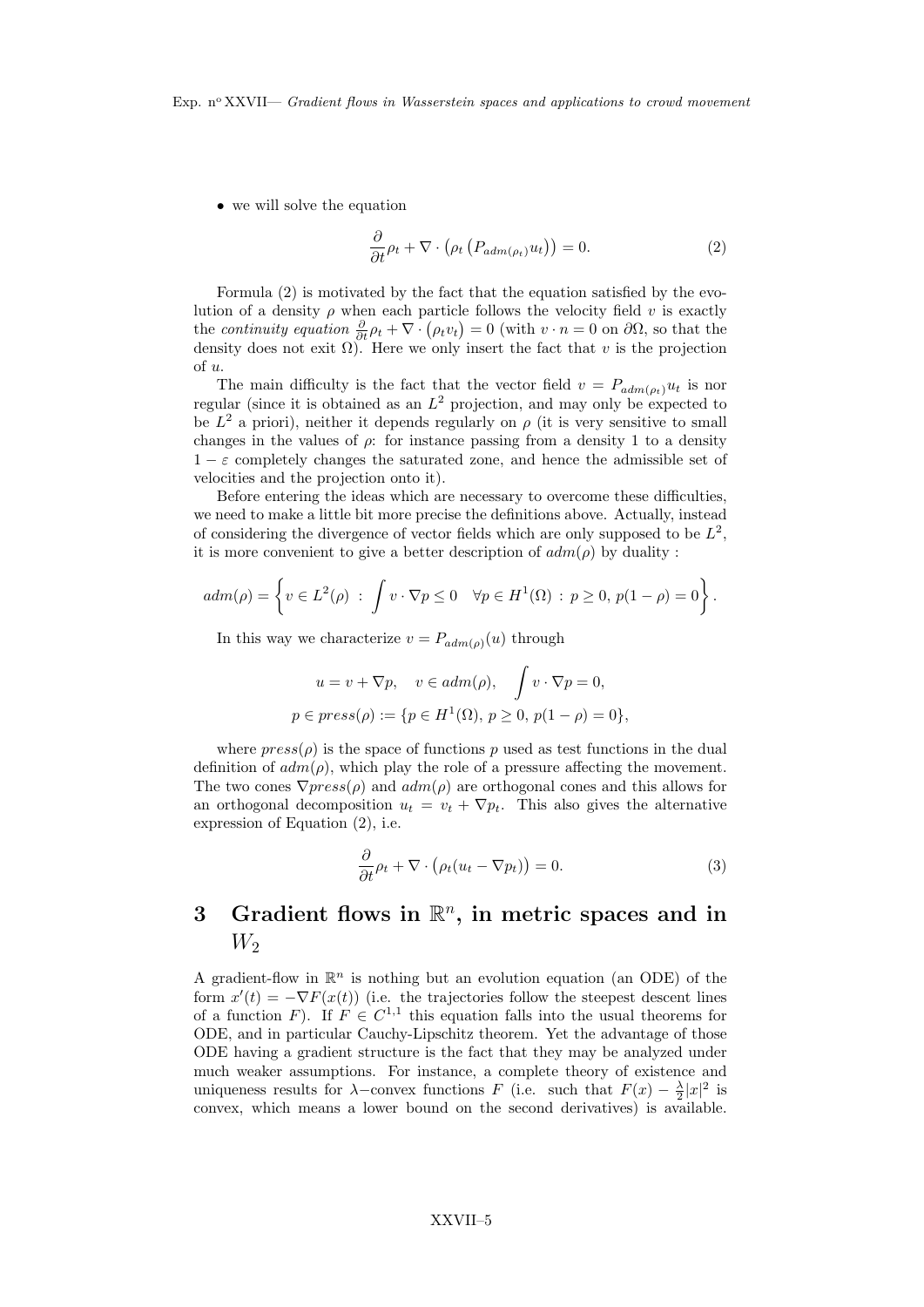- we will solve the equation

$$\frac{\partial}{\partial t}\rho_t + \nabla \cdot \left(\rho_t \left(P_{adm(\rho_t)} u_t\right)\right) = 0. \tag{2}$$

Formula (2) is motivated by the fact that the equation satisfied by the evolution of a density $\rho$ when each particle follows the velocity field $v$ is exactly the *continuity equation* $\frac{\partial}{\partial t}\rho_t + \nabla \cdot \left(\rho_t v_t\right) = 0$ (with $v \cdot n = 0$ on $\partial\Omega$, so that the density does not exit $\Omega$). Here we only insert the fact that $v$ is the projection of $u$.

The main difficulty is the fact that the vector field $v = P_{adm(\rho_t)} u_t$ is nor regular (since it is obtained as an $L^2$ projection, and may only be expected to be $L^2$ a priori), neither it depends regularly on $\rho$ (it is very sensitive to small changes in the values of $\rho$: for instance passing from a density 1 to a density $1 - \varepsilon$ completely changes the saturated zone, and hence the admissible set of velocities and the projection onto it).

Before entering the ideas which are necessary to overcome these difficulties, we need to make a little bit more precise the definitions above. Actually, instead of considering the divergence of vector fields which are only supposed to be $L^2$, it is more convenient to give a better description of $adm(\rho)$ by duality :

$$adm(\rho) = \left\{ v \in L^2(\rho) \; : \; \int v \cdot \nabla p \leq 0 \quad \forall p \in H^1(\Omega) \; : \; p \geq 0, \, p(1-\rho) = 0 \right\}.$$

In this way we characterize $v = P_{adm(\rho)}(u)$ through

$$u = v + \nabla p, \quad v \in adm(\rho), \quad \int v \cdot \nabla p = 0,$$
$$p \in press(\rho) := \{ p \in H^1(\Omega), \, p \geq 0, \, p(1-\rho) = 0 \},$$

where $press(\rho)$ is the space of functions $p$ used as test functions in the dual definition of $adm(\rho)$, which play the role of a pressure affecting the movement. The two cones $\nabla press(\rho)$ and $adm(\rho)$ are orthogonal cones and this allows for an orthogonal decomposition $u_t = v_t + \nabla p_t$. This also gives the alternative expression of Equation (2), i.e.

$$\frac{\partial}{\partial t}\rho_t + \nabla \cdot \left(\rho_t (u_t - \nabla p_t)\right) = 0. \tag{3}$$

# 3 Gradient flows in $\mathbb{R}^n$, in metric spaces and in $W_2$

A gradient-flow in $\mathbb{R}^n$ is nothing but an evolution equation (an ODE) of the form $x'(t) = -\nabla F(x(t))$ (i.e. the trajectories follow the steepest descent lines of a function $F$). If $F \in C^{1,1}$ this equation falls into the usual theorems for ODE, and in particular Cauchy-Lipschitz theorem. Yet the advantage of those ODE having a gradient structure is the fact that they may be analyzed under much weaker assumptions. For instance, a complete theory of existence and uniqueness results for $\lambda$−convex functions $F$ (i.e. such that $F(x) - \frac{\lambda}{2}|x|^2$ is convex, which means a lower bound on the second derivatives) is available.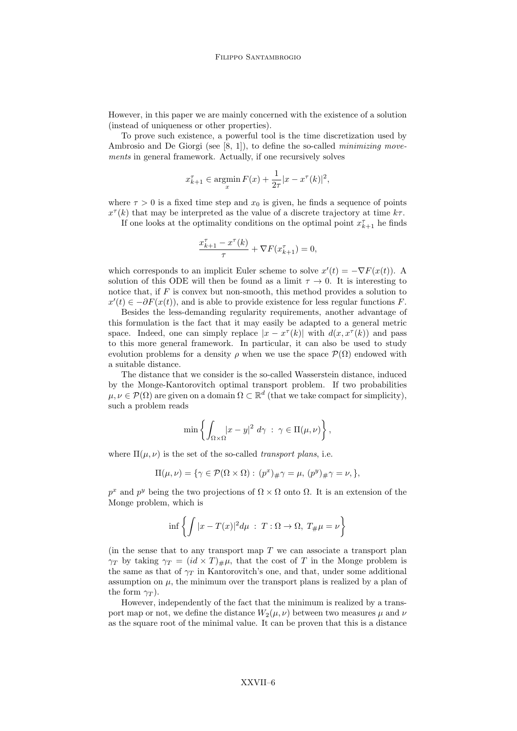However, in this paper we are mainly concerned with the existence of a solution (instead of uniqueness or other properties).

To prove such existence, a powerful tool is the time discretization used by Ambrosio and De Giorgi (see [8, 1]), to define the so-called *minimizing movements* in general framework. Actually, if one recursively solves

$$x^\tau_{k+1} \in \operatorname*{argmin}_x F(x) + \frac{1}{2\tau}|x - x^\tau(k)|^2,$$

where $\tau > 0$ is a fixed time step and $x_0$ is given, he finds a sequence of points $x^\tau(k)$ that may be interpreted as the value of a discrete trajectory at time $k\tau$.

If one looks at the optimality conditions on the optimal point $x^\tau_{k+1}$ he finds

$$\frac{x^\tau_{k+1} - x^\tau(k)}{\tau} + \nabla F(x^\tau_{k+1}) = 0,$$

which corresponds to an implicit Euler scheme to solve $x'(t) = -\nabla F(x(t))$. A solution of this ODE will then be found as a limit $\tau \to 0$. It is interesting to notice that, if $F$ is convex but non-smooth, this method provides a solution to $x'(t) \in -\partial F(x(t))$, and is able to provide existence for less regular functions $F$.

Besides the less-demanding regularity requirements, another advantage of this formulation is the fact that it may easily be adapted to a general metric space. Indeed, one can simply replace $|x - x^\tau(k)|$ with $d(x, x^\tau(k))$ and pass to this more general framework. In particular, it can also be used to study evolution problems for a density $\rho$ when we use the space $\mathcal{P}(\Omega)$ endowed with a suitable distance.

The distance that we consider is the so-called Wasserstein distance, induced by the Monge-Kantorovitch optimal transport problem. If two probabilities $\mu, \nu \in \mathcal{P}(\Omega)$ are given on a domain $\Omega \subset \mathbb{R}^d$ (that we take compact for simplicity), such a problem reads

$$\min \left\{ \int_{\Omega\times\Omega} |x-y|^2 \, d\gamma \; : \; \gamma \in \Pi(\mu,\nu) \right\},$$

where $\Pi(\mu, \nu)$ is the set of the so-called *transport plans*, i.e.

$$\Pi(\mu,\nu) = \{\gamma \in \mathcal{P}(\Omega\times\Omega) : \, (p^x)_\#\gamma = \mu, \, (p^y)_\#\gamma = \nu, \},$$

$p^x$ and $p^y$ being the two projections of $\Omega \times \Omega$ onto $\Omega$. It is an extension of the Monge problem, which is

$$\inf \left\{ \int |x - T(x)|^2 d\mu \; : \; T : \Omega \to \Omega, \; T_\#\mu = \nu \right\}$$

(in the sense that to any transport map $T$ we can associate a transport plan $\gamma_T$ by taking $\gamma_T = (id \times T)_\#\mu$, that the cost of $T$ in the Monge problem is the same as that of $\gamma_T$ in Kantorovitch's one, and that, under some additional assumption on $\mu$, the minimum over the transport plans is realized by a plan of the form $\gamma_T$).

However, independently of the fact that the minimum is realized by a transport map or not, we define the distance $W_2(\mu, \nu)$ between two measures $\mu$ and $\nu$ as the square root of the minimal value. It can be proven that this is a distance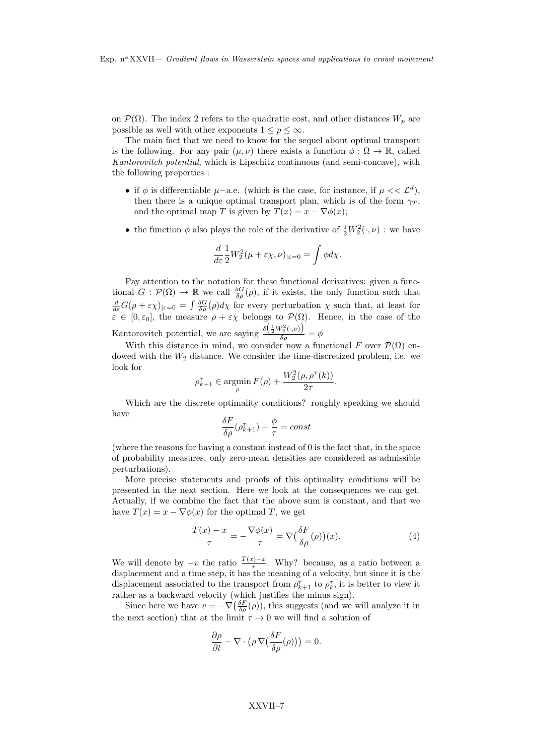on $\mathcal{P}(\Omega)$. The index 2 refers to the quadratic cost, and other distances $W_p$ are possible as well with other exponents $1 \leq p \leq \infty$.

The main fact that we need to know for the sequel about optimal transport is the following. For any pair $(\mu, \nu)$ there exists a function $\phi : \Omega \to \mathbb{R}$, called *Kantorovitch potential*, which is Lipschitz continuous (and semi-concave), with the following properties :

- if $\phi$ is differentiable $\mu-$a.e. (which is the case, for instance, if $\mu << \mathcal{L}^d$), then there is a unique optimal transport plan, which is of the form $\gamma_T$, and the optimal map $T$ is given by $T(x) = x - \nabla\phi(x)$;
- the function $\phi$ also plays the role of the derivative of $\frac{1}{2}W_2^2(\cdot, \nu)$ : we have

$$\frac{d}{d\varepsilon}\frac{1}{2}W_2^2(\mu + \varepsilon\chi, \nu)_{|\varepsilon=0} = \int \phi d\chi.$$

Pay attention to the notation for these functional derivatives: given a functional $G : \mathcal{P}(\Omega) \to \mathbb{R}$ we call $\frac{\delta G}{\delta\rho}(\rho)$, if it exists, the only function such that $\frac{d}{d\varepsilon}G(\rho + \varepsilon\chi)_{|\varepsilon=0} = \int \frac{\delta G}{\delta\rho}(\rho)d\chi$ for every perturbation $\chi$ such that, at least for $\varepsilon \in [0, \varepsilon_0]$, the measure $\rho + \varepsilon\chi$ belongs to $\mathcal{P}(\Omega)$. Hence, in the case of the Kantorovitch potential, we are saying $\frac{\delta\left(\frac{1}{2}W_2^2(\cdot,\nu)\right)}{\delta\rho} = \phi$

With this distance in mind, we consider now a functional $F$ over $\mathcal{P}(\Omega)$ endowed with the $W_2$ distance. We consider the time-discretized problem, i.e. we look for

$$\rho_{k+1}^\tau \in \underset{\rho}{\operatorname{argmin}}\, F(\rho) + \frac{W_2^2(\rho, \rho^\tau(k))}{2\tau}.$$

Which are the discrete optimality conditions? roughly speaking we should have

$$\frac{\delta F}{\delta\rho}(\rho_{k+1}^\tau) + \frac{\phi}{\tau} = const$$

(where the reasons for having a constant instead of 0 is the fact that, in the space of probability measures, only zero-mean densities are considered as admissible perturbations).

More precise statements and proofs of this optimality conditions will be presented in the next section. Here we look at the consequences we can get. Actually, if we combine the fact that the above sum is constant, and that we have $T(x) = x - \nabla\phi(x)$ for the optimal $T$, we get

$$\frac{T(x) - x}{\tau} = -\frac{\nabla\phi(x)}{\tau} = \nabla\big(\frac{\delta F}{\delta\rho}(\rho)\big)(x). \tag{4}$$

We will denote by $-v$ the ratio $\frac{T(x)-x}{\tau}$. Why? because, as a ratio between a displacement and a time step, it has the meaning of a velocity, but since it is the displacement associated to the transport from $\rho_{k+1}^\tau$ to $\rho_k^\tau$, it is better to view it rather as a backward velocity (which justifies the minus sign).

Since here we have $v = -\nabla\big(\frac{\delta F}{\delta\rho}(\rho)\big)$, this suggests (and we will analyze it in the next section) that at the limit $\tau \to 0$ we will find a solution of

$$\frac{\partial\rho}{\partial t} - \nabla\cdot\big(\rho\,\nabla\big(\frac{\delta F}{\delta\rho}(\rho)\big)\big) = 0.$$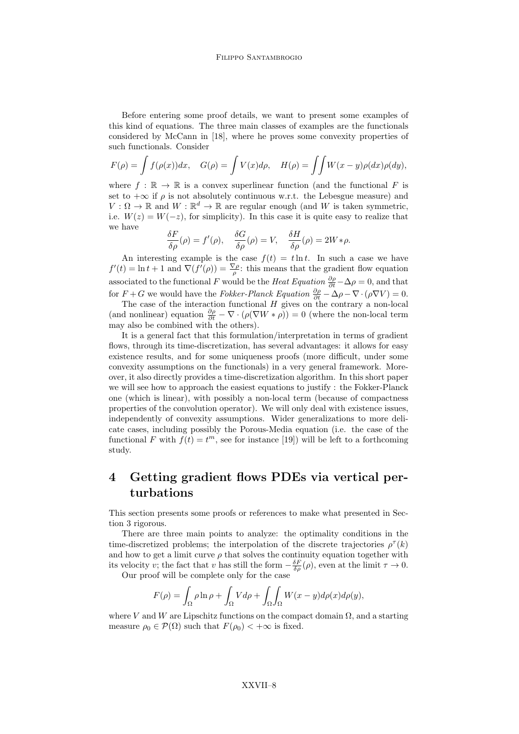Before entering some proof details, we want to present some examples of this kind of equations. The three main classes of examples are the functionals considered by McCann in [18], where he proves some convexity properties of such functionals. Consider

$$F(\rho) = \int f(\rho(x))dx, \quad G(\rho) = \int V(x)d\rho, \quad H(\rho) = \int\int W(x-y)\rho(dx)\rho(dy),$$

where $f : \mathbb{R} \to \mathbb{R}$ is a convex superlinear function (and the functional $F$ is set to $+\infty$ if $\rho$ is not absolutely continuous w.r.t. the Lebesgue measure) and $V : \Omega \to \mathbb{R}$ and $W : \mathbb{R}^d \to \mathbb{R}$ are regular enough (and $W$ is taken symmetric, i.e. $W(z) = W(-z)$, for simplicity). In this case it is quite easy to realize that we have

$$\frac{\delta F}{\delta \rho}(\rho) = f'(\rho), \quad \frac{\delta G}{\delta \rho}(\rho) = V, \quad \frac{\delta H}{\delta \rho}(\rho) = 2W*\rho.$$

An interesting example is the case $f(t) = t \ln t$. In such a case we have $f'(t) = \ln t + 1$ and $\nabla(f'(\rho)) = \frac{\nabla \rho}{\rho}$: this means that the gradient flow equation associated to the functional $F$ would be the *Heat Equation* $\frac{\partial \rho}{\partial t} - \Delta\rho = 0$, and that for $F+G$ we would have the *Fokker-Planck Equation* $\frac{\partial \rho}{\partial t} - \Delta\rho - \nabla\cdot(\rho\nabla V) = 0$.

The case of the interaction functional $H$ gives on the contrary a non-local (and nonlinear) equation $\frac{\partial \rho}{\partial t} - \nabla\cdot(\rho(\nabla W * \rho)) = 0$ (where the non-local term may also be combined with the others).

It is a general fact that this formulation/interpretation in terms of gradient flows, through its time-discretization, has several advantages: it allows for easy existence results, and for some uniqueness proofs (more difficult, under some convexity assumptions on the functionals) in a very general framework. Moreover, it also directly provides a time-discretization algorithm. In this short paper we will see how to approach the easiest equations to justify : the Fokker-Planck one (which is linear), with possibly a non-local term (because of compactness properties of the convolution operator). We will only deal with existence issues, independently of convexity assumptions. Wider generalizations to more delicate cases, including possibly the Porous-Media equation (i.e. the case of the functional $F$ with $f(t) = t^m$, see for instance [19]) will be left to a forthcoming study.

# 4 Getting gradient flows PDEs via vertical perturbations

This section presents some proofs or references to make what presented in Section 3 rigorous.

There are three main points to analyze: the optimality conditions in the time-discretized problems; the interpolation of the discrete trajectories $\rho^\tau(k)$ and how to get a limit curve $\rho$ that solves the continuity equation together with its velocity $v$; the fact that $v$ has still the form $-\frac{\delta F}{\delta \rho}(\rho)$, even at the limit $\tau \to 0$.

Our proof will be complete only for the case

$$F(\rho) = \int_\Omega \rho \ln \rho + \int_\Omega V d\rho + \int_\Omega\int_\Omega W(x-y)d\rho(x)d\rho(y),$$

where $V$ and $W$ are Lipschitz functions on the compact domain $\Omega$, and a starting measure $\rho_0 \in \mathcal{P}(\Omega)$ such that $F(\rho_0) < +\infty$ is fixed.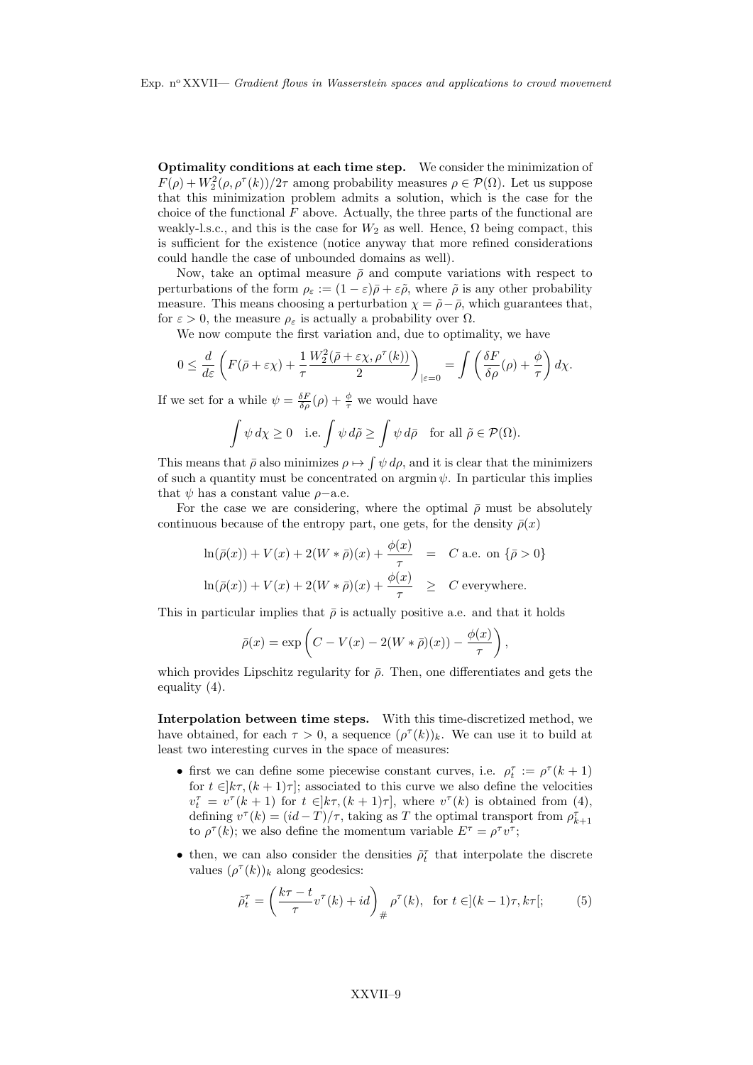**Optimality conditions at each time step.** We consider the minimization of $F(\rho) + W_2^2(\rho, \rho^\tau(k))/2\tau$ among probability measures $\rho \in \mathcal{P}(\Omega)$. Let us suppose that this minimization problem admits a solution, which is the case for the choice of the functional $F$ above. Actually, the three parts of the functional are weakly-l.s.c., and this is the case for $W_2$ as well. Hence, $\Omega$ being compact, this is sufficient for the existence (notice anyway that more refined considerations could handle the case of unbounded domains as well).

Now, take an optimal measure $\bar{\rho}$ and compute variations with respect to perturbations of the form $\rho_\varepsilon := (1-\varepsilon)\bar{\rho} + \varepsilon\tilde{\rho}$, where $\tilde{\rho}$ is any other probability measure. This means choosing a perturbation $\chi = \tilde{\rho} - \bar{\rho}$, which guarantees that, for $\varepsilon > 0$, the measure $\rho_\varepsilon$ is actually a probability over $\Omega$.

We now compute the first variation and, due to optimality, we have

$$0 \le \frac{d}{d\varepsilon}\left(F(\bar{\rho} + \varepsilon\chi) + \frac{1}{\tau}\frac{W_2^2(\bar{\rho}+\varepsilon\chi, \rho^\tau(k))}{2}\right)_{|\varepsilon=0} = \int \left(\frac{\delta F}{\delta \rho}(\rho) + \frac{\phi}{\tau}\right) d\chi.$$

If we set for a while $\psi = \frac{\delta F}{\delta \rho}(\rho) + \frac{\phi}{\tau}$ we would have

$$\int \psi \, d\chi \ge 0 \quad \text{i.e.} \int \psi \, d\tilde{\rho} \ge \int \psi \, d\bar{\rho} \quad \text{for all } \tilde{\rho} \in \mathcal{P}(\Omega).$$

This means that $\bar{\rho}$ also minimizes $\rho \mapsto \int \psi \, d\rho$, and it is clear that the minimizers of such a quantity must be concentrated on $\operatorname{argmin} \psi$. In particular this implies that $\psi$ has a constant value $\rho$–a.e.

For the case we are considering, where the optimal $\bar{\rho}$ must be absolutely continuous because of the entropy part, one gets, for the density $\bar{\rho}(x)$

$$\begin{aligned}
\ln(\bar{\rho}(x)) + V(x) + 2(W * \bar{\rho})(x) + \frac{\phi(x)}{\tau} &= C \text{ a.e. on } \{\bar{\rho} > 0\} \\
\ln(\bar{\rho}(x)) + V(x) + 2(W * \bar{\rho})(x) + \frac{\phi(x)}{\tau} &\ge C \text{ everywhere.}
\end{aligned}$$

This in particular implies that $\bar{\rho}$ is actually positive a.e. and that it holds

$$\bar{\rho}(x) = \exp\left(C - V(x) - 2(W * \bar{\rho})(x)) - \frac{\phi(x)}{\tau}\right),$$

which provides Lipschitz regularity for $\bar{\rho}$. Then, one differentiates and gets the equality (4).

**Interpolation between time steps.** With this time-discretized method, we have obtained, for each $\tau > 0$, a sequence $(\rho^\tau(k))_k$. We can use it to build at least two interesting curves in the space of measures:

- first we can define some piecewise constant curves, i.e. $\rho_t^\tau := \rho^\tau(k+1)$ for $t \in ]k\tau, (k+1)\tau]$; associated to this curve we also define the velocities $v_t^\tau = v^\tau(k+1)$ for $t \in ]k\tau, (k+1)\tau]$, where $v^\tau(k)$ is obtained from (4), defining $v^\tau(k) = (id - T)/\tau$, taking as $T$ the optimal transport from $\rho_{k+1}^\tau$ to $\rho^\tau(k)$; we also define the momentum variable $E^\tau = \rho^\tau v^\tau$;
- then, we can also consider the densities $\tilde{\rho}_t^\tau$ that interpolate the discrete values $(\rho^\tau(k))_k$ along geodesics:

$$\tilde{\rho}_t^\tau = \left(\frac{k\tau - t}{\tau} v^\tau(k) + id\right)_\# \rho^\tau(k), \quad \text{for } t \in ](k-1)\tau, k\tau[; \tag{5}$$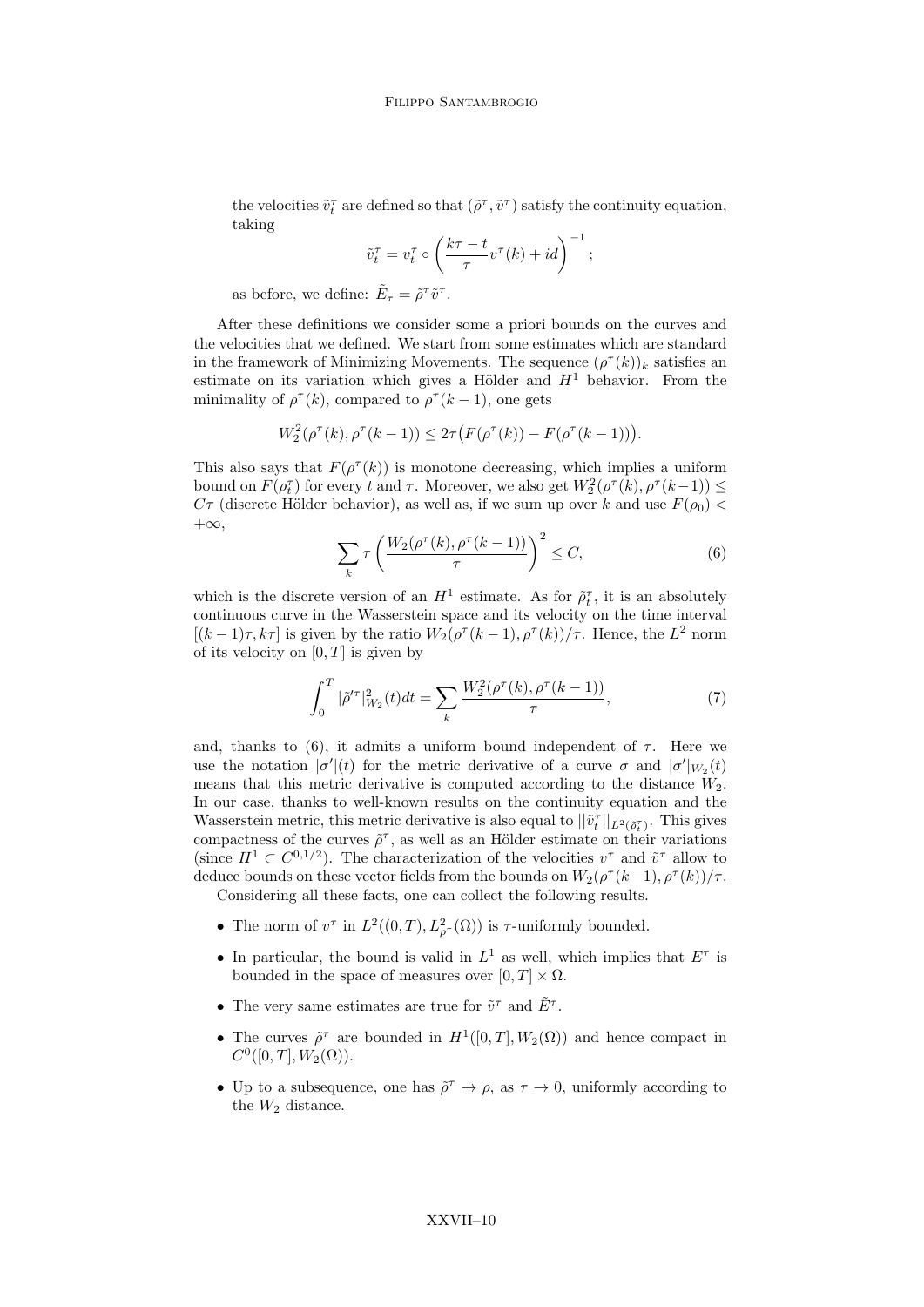the velocities $\tilde{v}_t^\tau$ are defined so that $(\tilde{\rho}^\tau, \tilde{v}^\tau)$ satisfy the continuity equation, taking

$$\tilde{v}_t^\tau = v_t^\tau \circ \left( \frac{k\tau - t}{\tau} v^\tau(k) + id \right)^{-1};$$

as before, we define: $\tilde{E}_\tau = \tilde{\rho}^\tau \tilde{v}^\tau$.

After these definitions we consider some a priori bounds on the curves and the velocities that we defined. We start from some estimates which are standard in the framework of Minimizing Movements. The sequence $(\rho^\tau(k))_k$ satisfies an estimate on its variation which gives a Hölder and $H^1$ behavior. From the minimality of $\rho^\tau(k)$, compared to $\rho^\tau(k-1)$, one gets

$$W_2^2(\rho^\tau(k), \rho^\tau(k-1)) \leq 2\tau\big(F(\rho^\tau(k)) - F(\rho^\tau(k-1))\big).$$

This also says that $F(\rho^\tau(k))$ is monotone decreasing, which implies a uniform bound on $F(\rho_t^\tau)$ for every $t$ and $\tau$. Moreover, we also get $W_2^2(\rho^\tau(k), \rho^\tau(k-1)) \leq C\tau$ (discrete Hölder behavior), as well as, if we sum up over $k$ and use $F(\rho_0) < +\infty$,

$$\sum_k \tau \left( \frac{W_2(\rho^\tau(k), \rho^\tau(k-1))}{\tau} \right)^2 \leq C, \tag{6}$$

which is the discrete version of an $H^1$ estimate. As for $\tilde{\rho}_t^\tau$, it is an absolutely continuous curve in the Wasserstein space and its velocity on the time interval $[(k-1)\tau, k\tau]$ is given by the ratio $W_2(\rho^\tau(k-1), \rho^\tau(k))/\tau$. Hence, the $L^2$ norm of its velocity on $[0,T]$ is given by

$$\int_0^T |\tilde{\rho}'^\tau|^2_{W_2}(t)dt = \sum_k \frac{W_2^2(\rho^\tau(k), \rho^\tau(k-1))}{\tau}, \tag{7}$$

and, thanks to (6), it admits a uniform bound independent of $\tau$. Here we use the notation $|\sigma'|(t)$ for the metric derivative of a curve $\sigma$ and $|\sigma'|_{W_2}(t)$ means that this metric derivative is computed according to the distance $W_2$. In our case, thanks to well-known results on the continuity equation and the Wasserstein metric, this metric derivative is also equal to $||\tilde{v}_t^\tau||_{L^2(\tilde{\rho}_t^\tau)}$. This gives compactness of the curves $\tilde{\rho}^\tau$, as well as an Hölder estimate on their variations (since $H^1 \subset C^{0,1/2}$). The characterization of the velocities $v^\tau$ and $\tilde{v}^\tau$ allow to deduce bounds on these vector fields from the bounds on $W_2(\rho^\tau(k-1), \rho^\tau(k))/\tau$.

Considering all these facts, one can collect the following results.

- The norm of $v^\tau$ in $L^2((0,T), L^2_{\rho^\tau}(\Omega))$ is $\tau$-uniformly bounded.
- In particular, the bound is valid in $L^1$ as well, which implies that $E^\tau$ is bounded in the space of measures over $[0,T] \times \Omega$.
- The very same estimates are true for $\tilde{v}^\tau$ and $\tilde{E}^\tau$.
- The curves $\tilde{\rho}^\tau$ are bounded in $H^1([0,T], W_2(\Omega))$ and hence compact in $C^0([0,T], W_2(\Omega))$.
- Up to a subsequence, one has $\tilde{\rho}^\tau \to \rho$, as $\tau \to 0$, uniformly according to the $W_2$ distance.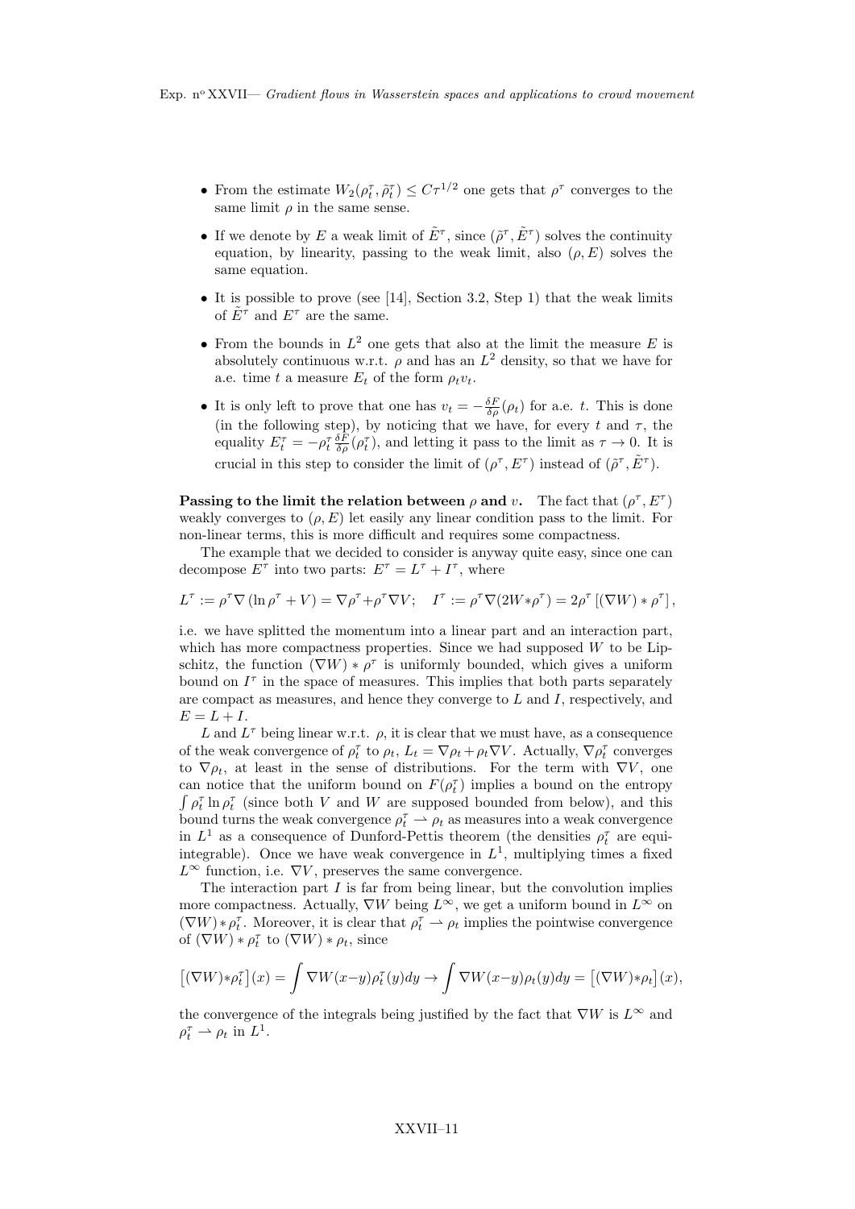- From the estimate $W_2(\rho^\tau_t, \tilde{\rho}^\tau_t) \leq C\tau^{1/2}$ one gets that $\rho^\tau$ converges to the same limit $\rho$ in the same sense.
- If we denote by $E$ a weak limit of $\tilde{E}^\tau$, since $(\tilde{\rho}^\tau, \tilde{E}^\tau)$ solves the continuity equation, by linearity, passing to the weak limit, also $(\rho, E)$ solves the same equation.
- It is possible to prove (see [14], Section 3.2, Step 1) that the weak limits of $\tilde{E}^\tau$ and $E^\tau$ are the same.
- From the bounds in $L^2$ one gets that also at the limit the measure $E$ is absolutely continuous w.r.t. $\rho$ and has an $L^2$ density, so that we have for a.e. time $t$ a measure $E_t$ of the form $\rho_t v_t$.
- It is only left to prove that one has $v_t = -\frac{\delta F}{\delta \rho}(\rho_t)$ for a.e. $t$. This is done (in the following step), by noticing that we have, for every $t$ and $\tau$, the equality $E^\tau_t = -\rho^\tau_t \frac{\delta F}{\delta \rho}(\rho^\tau_t)$, and letting it pass to the limit as $\tau \to 0$. It is crucial in this step to consider the limit of $(\rho^\tau, E^\tau)$ instead of $(\tilde{\rho}^\tau, \tilde{E}^\tau)$.

**Passing to the limit the relation between $\rho$ and $v$.** The fact that $(\rho^\tau, E^\tau)$ weakly converges to $(\rho, E)$ let easily any linear condition pass to the limit. For non-linear terms, this is more difficult and requires some compactness.

The example that we decided to consider is anyway quite easy, since one can decompose $E^\tau$ into two parts: $E^\tau = L^\tau + I^\tau$, where

$$L^\tau := \rho^\tau \nabla(\ln \rho^\tau + V) = \nabla \rho^\tau + \rho^\tau \nabla V; \quad I^\tau := \rho^\tau \nabla(2W * \rho^\tau) = 2\rho^\tau \left[(\nabla W) * \rho^\tau\right],$$

i.e. we have splitted the momentum into a linear part and an interaction part, which has more compactness properties. Since we had supposed $W$ to be Lipschitz, the function $(\nabla W) * \rho^\tau$ is uniformly bounded, which gives a uniform bound on $I^\tau$ in the space of measures. This implies that both parts separately are compact as measures, and hence they converge to $L$ and $I$, respectively, and $E = L + I$.

$L$ and $L^\tau$ being linear w.r.t. $\rho$, it is clear that we must have, as a consequence of the weak convergence of $\rho^\tau_t$ to $\rho_t$, $L_t = \nabla \rho_t + \rho_t \nabla V$. Actually, $\nabla \rho^\tau_t$ converges to $\nabla \rho_t$, at least in the sense of distributions. For the term with $\nabla V$, one can notice that the uniform bound on $F(\rho^\tau_t)$ implies a bound on the entropy $\int \rho^\tau_t \ln \rho^\tau_t$ (since both $V$ and $W$ are supposed bounded from below), and this bound turns the weak convergence $\rho^\tau_t \rightharpoonup \rho_t$ as measures into a weak convergence in $L^1$ as a consequence of Dunford-Pettis theorem (the densities $\rho^\tau_t$ are equi-integrable). Once we have weak convergence in $L^1$, multiplying times a fixed $L^\infty$ function, i.e. $\nabla V$, preserves the same convergence.

The interaction part $I$ is far from being linear, but the convolution implies more compactness. Actually, $\nabla W$ being $L^\infty$, we get a uniform bound in $L^\infty$ on $(\nabla W) * \rho^\tau_t$. Moreover, it is clear that $\rho^\tau_t \rightharpoonup \rho_t$ implies the pointwise convergence of $(\nabla W) * \rho^\tau_t$ to $(\nabla W) * \rho_t$, since

$$\left[(\nabla W) * \rho^\tau_t\right](x) = \int \nabla W(x-y)\rho^\tau_t(y)dy \to \int \nabla W(x-y)\rho_t(y)dy = \left[(\nabla W) * \rho_t\right](x),$$

the convergence of the integrals being justified by the fact that $\nabla W$ is $L^\infty$ and $\rho^\tau_t \rightharpoonup \rho_t$ in $L^1$.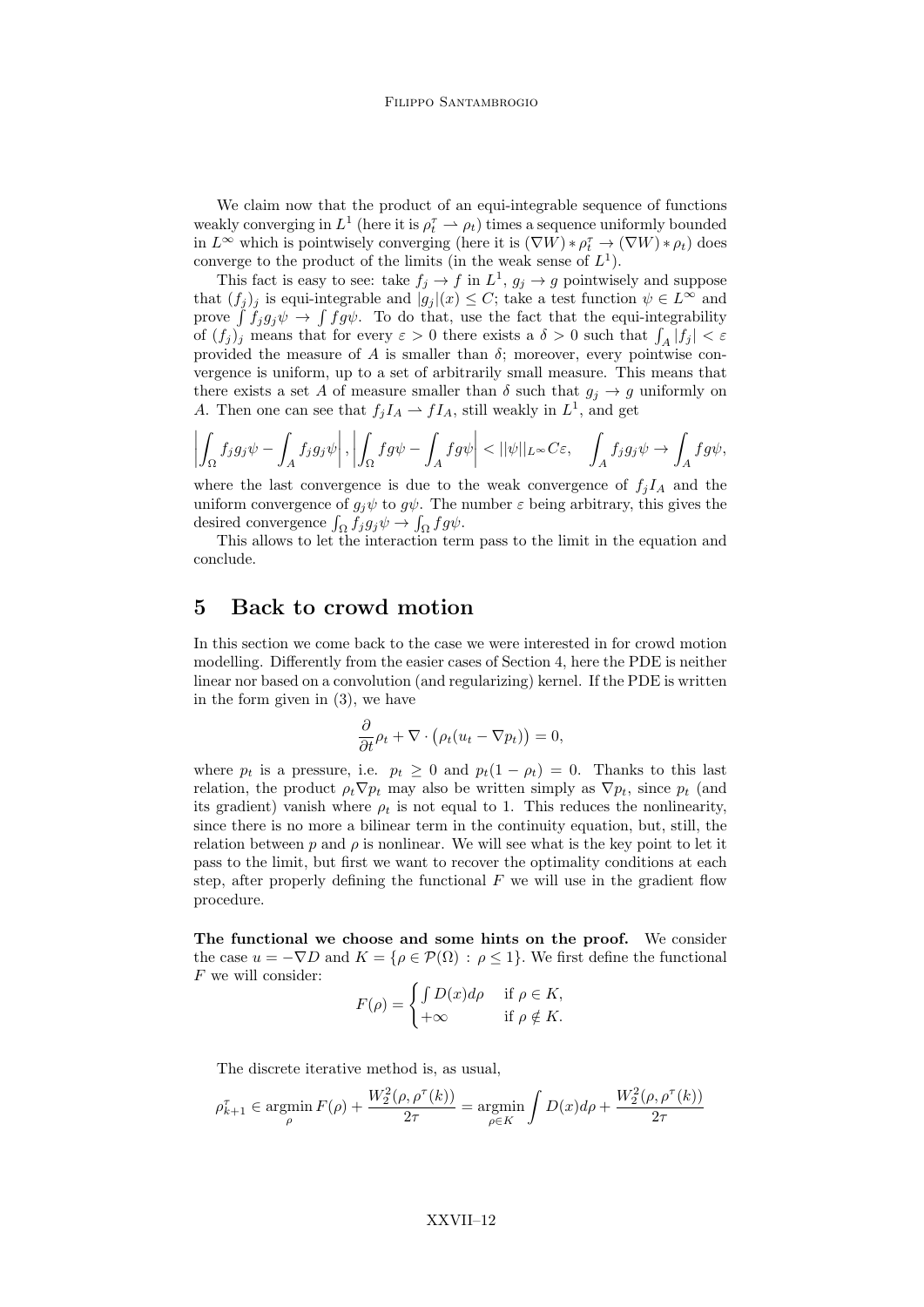We claim now that the product of an equi-integrable sequence of functions weakly converging in $L^1$ (here it is $\rho_t^\tau \rightharpoonup \rho_t$) times a sequence uniformly bounded in $L^\infty$ which is pointwisely converging (here it is $(\nabla W) * \rho_t^\tau \to (\nabla W) * \rho_t$) does converge to the product of the limits (in the weak sense of $L^1$).

This fact is easy to see: take $f_j \to f$ in $L^1$, $g_j \to g$ pointwisely and suppose that $(f_j)_j$ is equi-integrable and $|g_j|(x) \leq C$; take a test function $\psi \in L^\infty$ and prove $\int f_j g_j \psi \to \int f g \psi$. To do that, use the fact that the equi-integrability of $(f_j)_j$ means that for every $\varepsilon > 0$ there exists a $\delta > 0$ such that $\int_A |f_j| < \varepsilon$ provided the measure of $A$ is smaller than $\delta$; moreover, every pointwise convergence is uniform, up to a set of arbitrarily small measure. This means that there exists a set $A$ of measure smaller than $\delta$ such that $g_j \to g$ uniformly on $A$. Then one can see that $f_j I_A \rightharpoonup f I_A$, still weakly in $L^1$, and get

$$\left|\int_\Omega f_j g_j \psi - \int_A f_j g_j \psi\right|, \left|\int_\Omega f g \psi - \int_A f g \psi\right| < ||\psi||_{L^\infty} C\varepsilon, \quad \int_A f_j g_j \psi \to \int_A f g \psi,$$

where the last convergence is due to the weak convergence of $f_j I_A$ and the uniform convergence of $g_j \psi$ to $g\psi$. The number $\varepsilon$ being arbitrary, this gives the desired convergence $\int_\Omega f_j g_j \psi \to \int_\Omega f g \psi$.

This allows to let the interaction term pass to the limit in the equation and conclude.

## 5 Back to crowd motion

In this section we come back to the case we were interested in for crowd motion modelling. Differently from the easier cases of Section 4, here the PDE is neither linear nor based on a convolution (and regularizing) kernel. If the PDE is written in the form given in (3), we have

$$\frac{\partial}{\partial t}\rho_t + \nabla \cdot \big(\rho_t(u_t - \nabla p_t)\big) = 0,$$

where $p_t$ is a pressure, i.e. $p_t \geq 0$ and $p_t(1 - \rho_t) = 0$. Thanks to this last relation, the product $\rho_t \nabla p_t$ may also be written simply as $\nabla p_t$, since $p_t$ (and its gradient) vanish where $\rho_t$ is not equal to 1. This reduces the nonlinearity, since there is no more a bilinear term in the continuity equation, but, still, the relation between $p$ and $\rho$ is nonlinear. We will see what is the key point to let it pass to the limit, but first we want to recover the optimality conditions at each step, after properly defining the functional $F$ we will use in the gradient flow procedure.

**The functional we choose and some hints on the proof.** We consider the case $u = -\nabla D$ and $K = \{\rho \in \mathcal{P}(\Omega) : \rho \leq 1\}$. We first define the functional $F$ we will consider:

$$F(\rho) = \begin{cases} \int D(x) d\rho & \text{if } \rho \in K, \\ +\infty & \text{if } \rho \notin K. \end{cases}$$

The discrete iterative method is, as usual,

$$\rho_{k+1}^\tau \in \operatorname*{argmin}_{\rho} F(\rho) + \frac{W_2^2(\rho, \rho^\tau(k))}{2\tau} = \operatorname*{argmin}_{\rho \in K} \int D(x) d\rho + \frac{W_2^2(\rho, \rho^\tau(k))}{2\tau}$$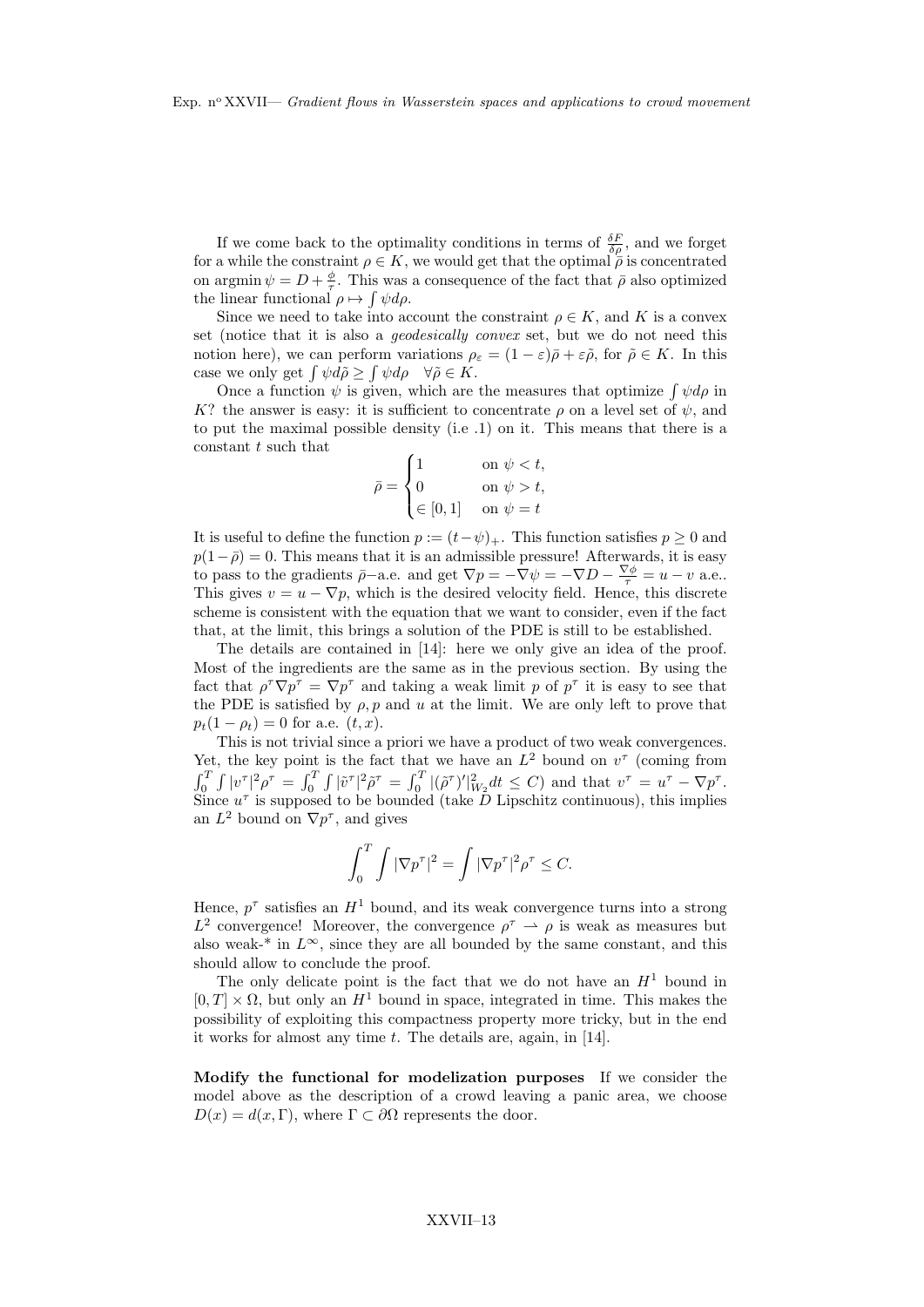If we come back to the optimality conditions in terms of $\frac{\delta F}{\delta \rho}$, and we forget for a while the constraint $\rho \in K$, we would get that the optimal $\bar{\rho}$ is concentrated on $\operatorname{argmin} \psi = D + \frac{\phi}{\tau}$. This was a consequence of the fact that $\bar{\rho}$ also optimized the linear functional $\rho \mapsto \int \psi d\rho$.

Since we need to take into account the constraint $\rho \in K$, and $K$ is a convex set (notice that it is also a *geodesically convex* set, but we do not need this notion here), we can perform variations $\rho_\varepsilon = (1-\varepsilon)\bar{\rho} + \varepsilon\tilde{\rho}$, for $\tilde{\rho} \in K$. In this case we only get $\int \psi d\tilde{\rho} \geq \int \psi d\rho \quad \forall \tilde{\rho} \in K$.

Once a function $\psi$ is given, which are the measures that optimize $\int \psi d\rho$ in $K$? the answer is easy: it is sufficient to concentrate $\rho$ on a level set of $\psi$, and to put the maximal possible density (i.e .1) on it. This means that there is a constant $t$ such that

$$\bar{\rho} = \begin{cases} 1 & \text{on } \psi < t, \\ 0 & \text{on } \psi > t, \\ \in [0,1] & \text{on } \psi = t \end{cases}$$

It is useful to define the function $p := (t-\psi)_+$. This function satisfies $p \geq 0$ and $p(1-\bar{\rho}) = 0$. This means that it is an admissible pressure! Afterwards, it is easy to pass to the gradients $\bar{\rho}$–a.e. and get $\nabla p = -\nabla \psi = -\nabla D - \frac{\nabla \phi}{\tau} = u - v$ a.e.. This gives $v = u - \nabla p$, which is the desired velocity field. Hence, this discrete scheme is consistent with the equation that we want to consider, even if the fact that, at the limit, this brings a solution of the PDE is still to be established.

The details are contained in [14]: here we only give an idea of the proof. Most of the ingredients are the same as in the previous section. By using the fact that $\rho^\tau \nabla p^\tau = \nabla p^\tau$ and taking a weak limit $p$ of $p^\tau$ it is easy to see that the PDE is satisfied by $\rho, p$ and $u$ at the limit. We are only left to prove that $p_t(1-\rho_t) = 0$ for a.e. $(t,x)$.

This is not trivial since a priori we have a product of two weak convergences. Yet, the key point is the fact that we have an $L^2$ bound on $v^\tau$ (coming from $\int_0^T \int |v^\tau|^2 \rho^\tau = \int_0^T \int |\tilde{v}^\tau|^2 \tilde{\rho}^\tau = \int_0^T |(\tilde{\rho}^\tau)'|^2_{W_2} dt \leq C$) and that $v^\tau = u^\tau - \nabla p^\tau$. Since $u^\tau$ is supposed to be bounded (take $D$ Lipschitz continuous), this implies an $L^2$ bound on $\nabla p^\tau$, and gives

$$\int_0^T \int |\nabla p^\tau|^2 = \int |\nabla p^\tau|^2 \rho^\tau \leq C.$$

Hence, $p^\tau$ satisfies an $H^1$ bound, and its weak convergence turns into a strong $L^2$ convergence! Moreover, the convergence $\rho^\tau \rightharpoonup \rho$ is weak as measures but also weak-* in $L^\infty$, since they are all bounded by the same constant, and this should allow to conclude the proof.

The only delicate point is the fact that we do not have an $H^1$ bound in $[0,T] \times \Omega$, but only an $H^1$ bound in space, integrated in time. This makes the possibility of exploiting this compactness property more tricky, but in the end it works for almost any time $t$. The details are, again, in [14].

**Modify the functional for modelization purposes** If we consider the model above as the description of a crowd leaving a panic area, we choose $D(x) = d(x, \Gamma)$, where $\Gamma \subset \partial\Omega$ represents the door.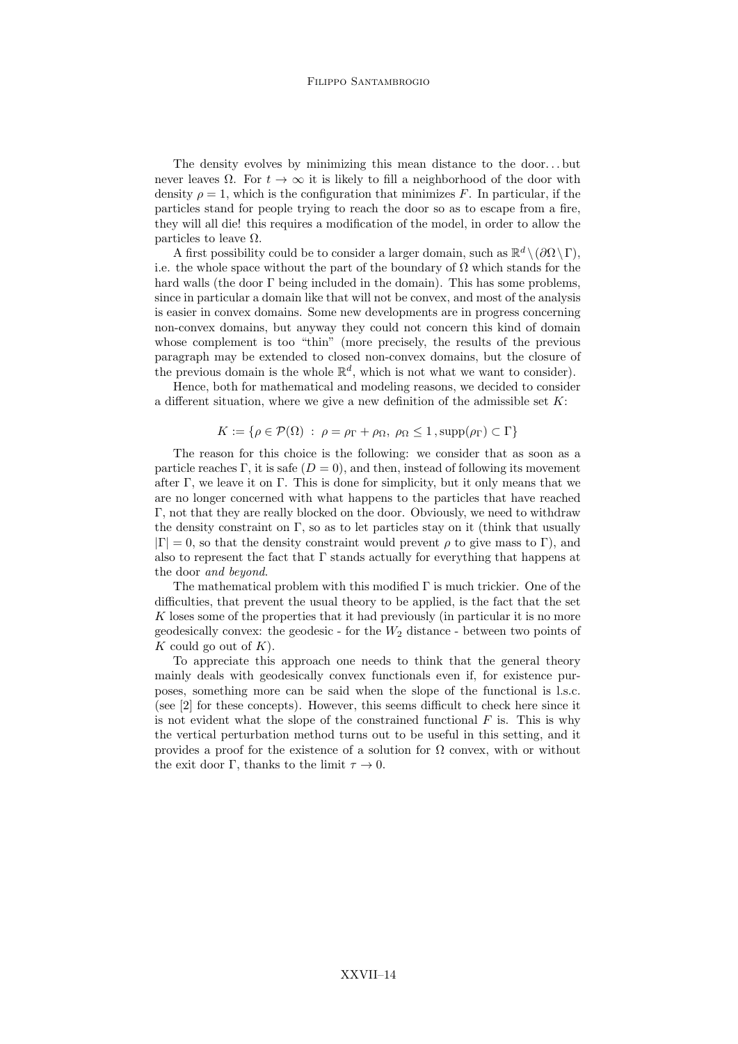The density evolves by minimizing this mean distance to the door. . . but never leaves $\Omega$. For $t \to \infty$ it is likely to fill a neighborhood of the door with density $\rho = 1$, which is the configuration that minimizes $F$. In particular, if the particles stand for people trying to reach the door so as to escape from a fire, they will all die! this requires a modification of the model, in order to allow the particles to leave $\Omega$.

A first possibility could be to consider a larger domain, such as $\mathbb{R}^d \setminus (\partial\Omega \setminus \Gamma)$, i.e. the whole space without the part of the boundary of $\Omega$ which stands for the hard walls (the door $\Gamma$ being included in the domain). This has some problems, since in particular a domain like that will not be convex, and most of the analysis is easier in convex domains. Some new developments are in progress concerning non-convex domains, but anyway they could not concern this kind of domain whose complement is too "thin" (more precisely, the results of the previous paragraph may be extended to closed non-convex domains, but the closure of the previous domain is the whole $\mathbb{R}^d$, which is not what we want to consider).

Hence, both for mathematical and modeling reasons, we decided to consider a different situation, where we give a new definition of the admissible set $K$:

$$K := \{\rho \in \mathcal{P}(\Omega) \ : \ \rho = \rho_\Gamma + \rho_\Omega, \ \rho_\Omega \leq 1\,, \mathrm{supp}(\rho_\Gamma) \subset \Gamma\}$$

The reason for this choice is the following: we consider that as soon as a particle reaches $\Gamma$, it is safe ($D = 0$), and then, instead of following its movement after $\Gamma$, we leave it on $\Gamma$. This is done for simplicity, but it only means that we are no longer concerned with what happens to the particles that have reached $\Gamma$, not that they are really blocked on the door. Obviously, we need to withdraw the density constraint on $\Gamma$, so as to let particles stay on it (think that usually $|\Gamma| = 0$, so that the density constraint would prevent $\rho$ to give mass to $\Gamma$), and also to represent the fact that $\Gamma$ stands actually for everything that happens at the door *and beyond*.

The mathematical problem with this modified $\Gamma$ is much trickier. One of the difficulties, that prevent the usual theory to be applied, is the fact that the set $K$ loses some of the properties that it had previously (in particular it is no more geodesically convex: the geodesic - for the $W_2$ distance - between two points of $K$ could go out of $K$).

To appreciate this approach one needs to think that the general theory mainly deals with geodesically convex functionals even if, for existence purposes, something more can be said when the slope of the functional is l.s.c. (see [2] for these concepts). However, this seems difficult to check here since it is not evident what the slope of the constrained functional $F$ is. This is why the vertical perturbation method turns out to be useful in this setting, and it provides a proof for the existence of a solution for $\Omega$ convex, with or without the exit door $\Gamma$, thanks to the limit $\tau \to 0$.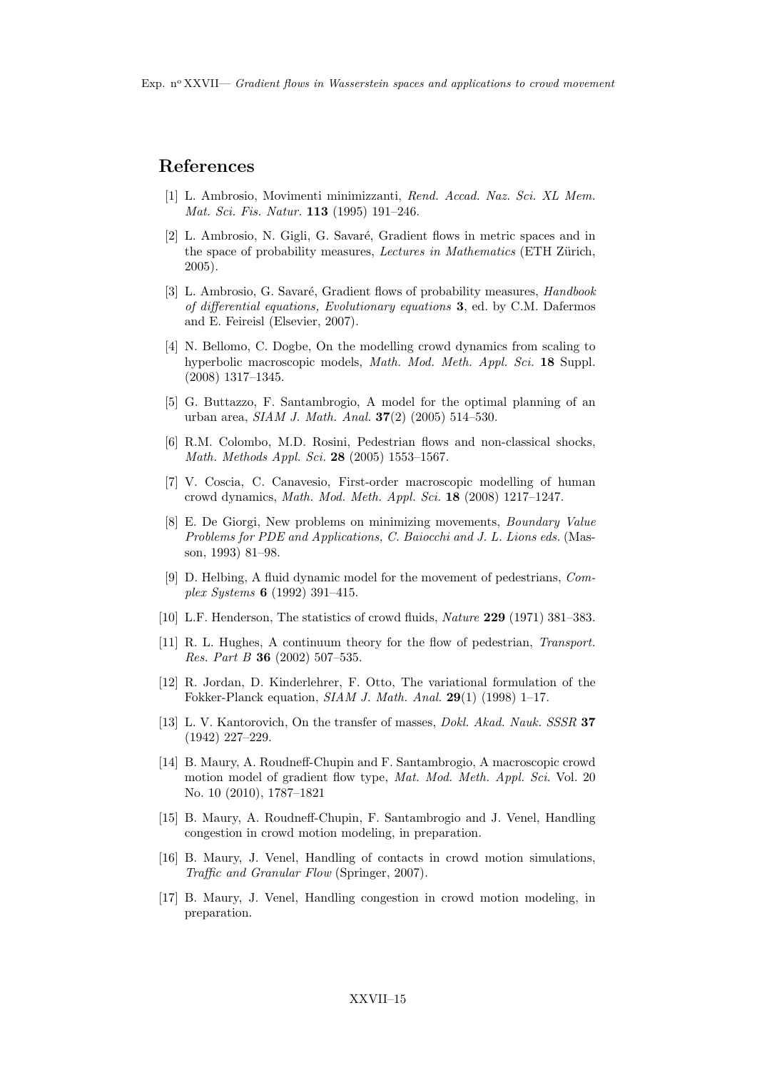## References

[1] L. Ambrosio, Movimenti minimizzanti, *Rend. Accad. Naz. Sci. XL Mem. Mat. Sci. Fis. Natur.* **113** (1995) 191–246.

[2] L. Ambrosio, N. Gigli, G. Savaré, Gradient flows in metric spaces and in the space of probability measures, *Lectures in Mathematics* (ETH Zürich, 2005).

[3] L. Ambrosio, G. Savaré, Gradient flows of probability measures, *Handbook of differential equations, Evolutionary equations* **3**, ed. by C.M. Dafermos and E. Feireisl (Elsevier, 2007).

[4] N. Bellomo, C. Dogbe, On the modelling crowd dynamics from scaling to hyperbolic macroscopic models, *Math. Mod. Meth. Appl. Sci.* **18** Suppl. (2008) 1317–1345.

[5] G. Buttazzo, F. Santambrogio, A model for the optimal planning of an urban area, *SIAM J. Math. Anal.* **37**(2) (2005) 514–530.

[6] R.M. Colombo, M.D. Rosini, Pedestrian flows and non-classical shocks, *Math. Methods Appl. Sci.* **28** (2005) 1553–1567.

[7] V. Coscia, C. Canavesio, First-order macroscopic modelling of human crowd dynamics, *Math. Mod. Meth. Appl. Sci.* **18** (2008) 1217–1247.

[8] E. De Giorgi, New problems on minimizing movements, *Boundary Value Problems for PDE and Applications, C. Baiocchi and J. L. Lions eds.* (Masson, 1993) 81–98.

[9] D. Helbing, A fluid dynamic model for the movement of pedestrians, *Complex Systems* **6** (1992) 391–415.

[10] L.F. Henderson, The statistics of crowd fluids, *Nature* **229** (1971) 381–383.

[11] R. L. Hughes, A continuum theory for the flow of pedestrian, *Transport. Res. Part B* **36** (2002) 507–535.

[12] R. Jordan, D. Kinderlehrer, F. Otto, The variational formulation of the Fokker-Planck equation, *SIAM J. Math. Anal.* **29**(1) (1998) 1–17.

[13] L. V. Kantorovich, On the transfer of masses, *Dokl. Akad. Nauk. SSSR* **37** (1942) 227–229.

[14] B. Maury, A. Roudneff-Chupin and F. Santambrogio, A macroscopic crowd motion model of gradient flow type, *Mat. Mod. Meth. Appl. Sci.* Vol. 20 No. 10 (2010), 1787–1821

[15] B. Maury, A. Roudneff-Chupin, F. Santambrogio and J. Venel, Handling congestion in crowd motion modeling, in preparation.

[16] B. Maury, J. Venel, Handling of contacts in crowd motion simulations, *Traffic and Granular Flow* (Springer, 2007).

[17] B. Maury, J. Venel, Handling congestion in crowd motion modeling, in preparation.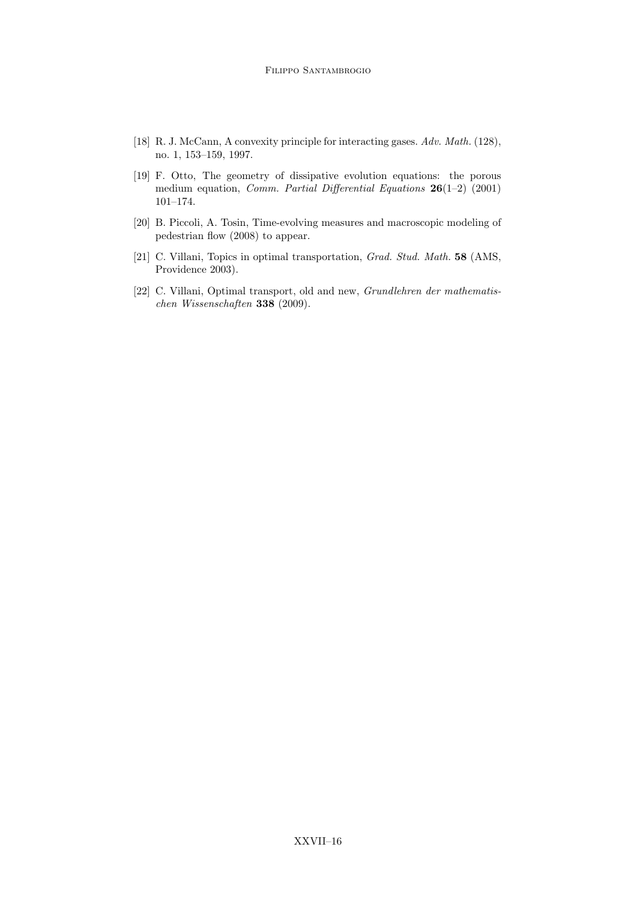[18] R. J. McCann, A convexity principle for interacting gases. *Adv. Math.* (128), no. 1, 153–159, 1997.

[19] F. Otto, The geometry of dissipative evolution equations: the porous medium equation, *Comm. Partial Differential Equations* **26**(1–2) (2001) 101–174.

[20] B. Piccoli, A. Tosin, Time-evolving measures and macroscopic modeling of pedestrian flow (2008) to appear.

[21] C. Villani, Topics in optimal transportation, *Grad. Stud. Math.* **58** (AMS, Providence 2003).

[22] C. Villani, Optimal transport, old and new, *Grundlehren der mathematischen Wissenschaften* **338** (2009).